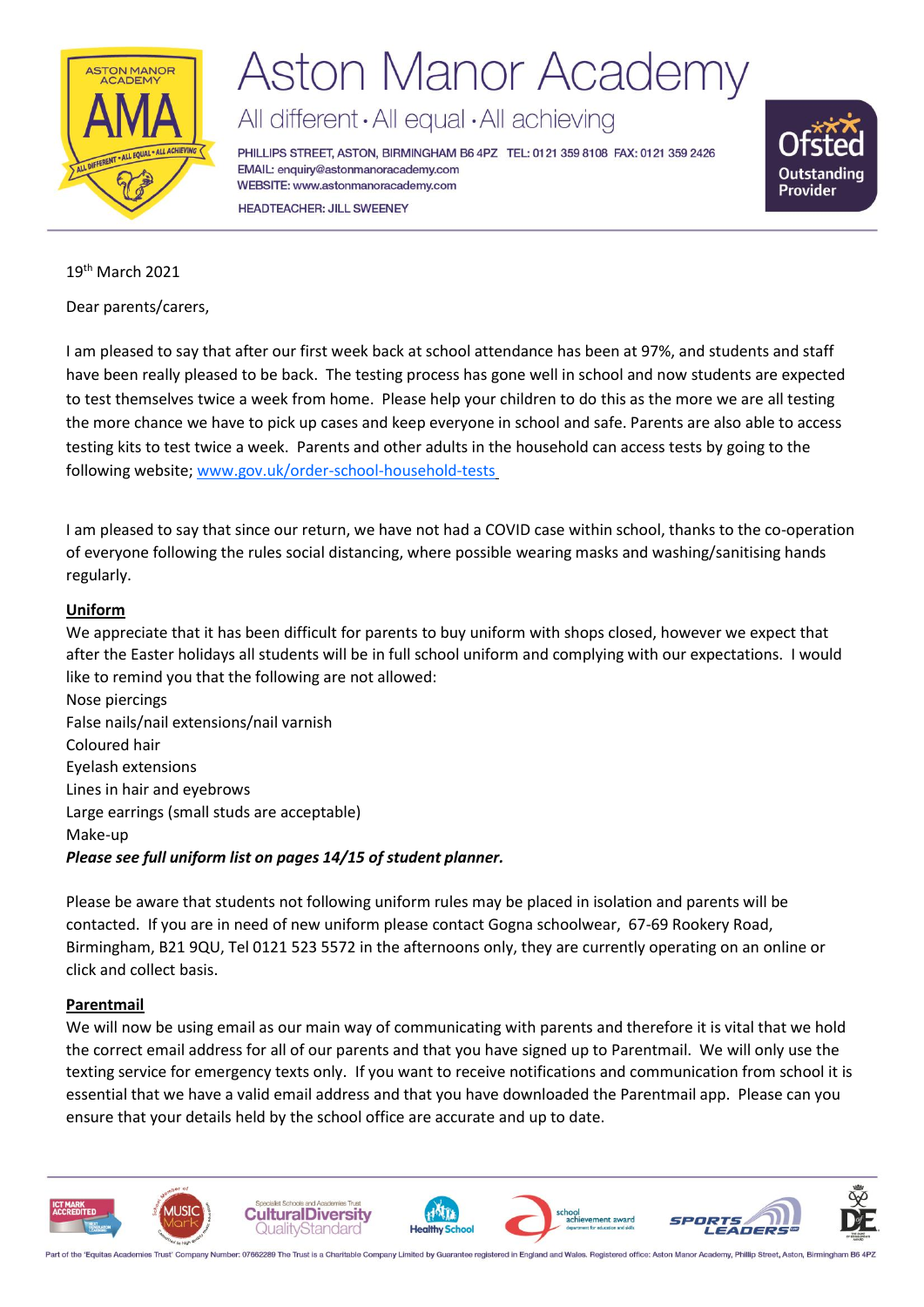# Aston Manor Academy

All different · All equal · All achieving

PHILLIPS STREET, ASTON, BIRMINGHAM B6 4PZ TEL: 0121 359 8108 FAX: 0121 359 2426
EMAIL: enquiry@astonmanoracademy.com
WEBSITE: www.astonmanoracademy.com

HEADTEACHER: JILL SWEENEY

19th March 2021

Dear parents/carers,

I am pleased to say that after our first week back at school attendance has been at 97%, and students and staff have been really pleased to be back. The testing process has gone well in school and now students are expected to test themselves twice a week from home. Please help your children to do this as the more we are all testing the more chance we have to pick up cases and keep everyone in school and safe. Parents are also able to access testing kits to test twice a week. Parents and other adults in the household can access tests by going to the following website; www.gov.uk/order-school-household-tests

I am pleased to say that since our return, we have not had a COVID case within school, thanks to the co-operation of everyone following the rules social distancing, where possible wearing masks and washing/sanitising hands regularly.

## Uniform

We appreciate that it has been difficult for parents to buy uniform with shops closed, however we expect that after the Easter holidays all students will be in full school uniform and complying with our expectations. I would like to remind you that the following are not allowed:

Nose piercings
False nails/nail extensions/nail varnish
Coloured hair
Eyelash extensions
Lines in hair and eyebrows
Large earrings (small studs are acceptable)
Make-up

***Please see full uniform list on pages 14/15 of student planner.***

Please be aware that students not following uniform rules may be placed in isolation and parents will be contacted. If you are in need of new uniform please contact Gogna schoolwear, 67-69 Rookery Road, Birmingham, B21 9QU, Tel 0121 523 5572 in the afternoons only, they are currently operating on an online or click and collect basis.

## Parentmail

We will now be using email as our main way of communicating with parents and therefore it is vital that we hold the correct email address for all of our parents and that you have signed up to Parentmail. We will only use the texting service for emergency texts only. If you want to receive notifications and communication from school it is essential that we have a valid email address and that you have downloaded the Parentmail app. Please can you ensure that your details held by the school office are accurate and up to date.

Part of the 'Equitas Academies Trust' Company Number: 07662289 The Trust is a Charitable Company Limited by Guarantee registered in England and Wales. Registered office: Aston Manor Academy, Phillip Street, Aston, Birmingham B6 4PZ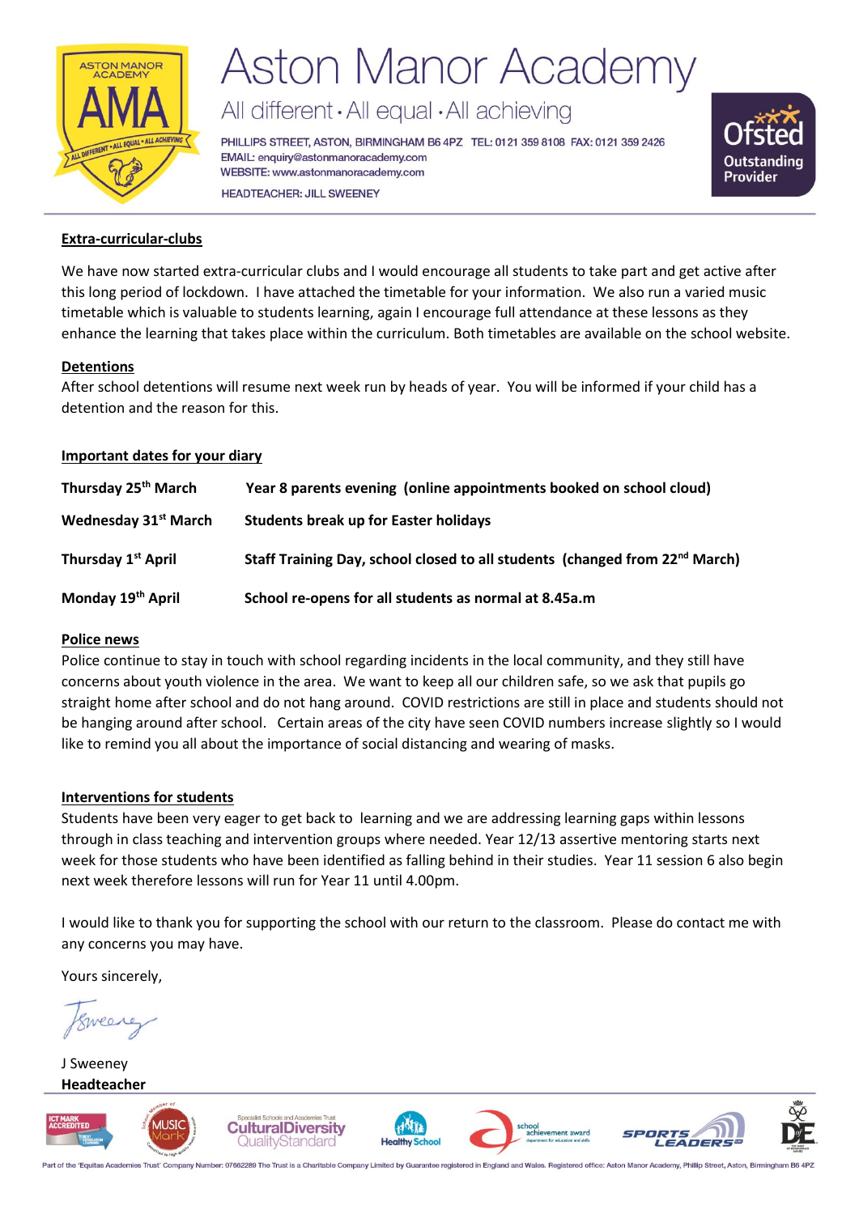# Aston Manor Academy

All different · All equal · All achieving

PHILLIPS STREET, ASTON, BIRMINGHAM B6 4PZ TEL: 0121 359 8108 FAX: 0121 359 2426
EMAIL: enquiry@astonmanoracademy.com
WEBSITE: www.astonmanoracademy.com
HEADTEACHER: JILL SWEENEY

**Extra-curricular-clubs**

We have now started extra-curricular clubs and I would encourage all students to take part and get active after this long period of lockdown. I have attached the timetable for your information. We also run a varied music timetable which is valuable to students learning, again I encourage full attendance at these lessons as they enhance the learning that takes place within the curriculum. Both timetables are available on the school website.

**Detentions**

After school detentions will resume next week run by heads of year. You will be informed if your child has a detention and the reason for this.

**Important dates for your diary**

| | |
|---|---|
| **Thursday 25th March** | **Year 8 parents evening (online appointments booked on school cloud)** |
| **Wednesday 31st March** | **Students break up for Easter holidays** |
| **Thursday 1st April** | **Staff Training Day, school closed to all students (changed from 22nd March)** |
| **Monday 19th April** | **School re-opens for all students as normal at 8.45a.m** |

**Police news**

Police continue to stay in touch with school regarding incidents in the local community, and they still have concerns about youth violence in the area. We want to keep all our children safe, so we ask that pupils go straight home after school and do not hang around. COVID restrictions are still in place and students should not be hanging around after school. Certain areas of the city have seen COVID numbers increase slightly so I would like to remind you all about the importance of social distancing and wearing of masks.

**Interventions for students**

Students have been very eager to get back to learning and we are addressing learning gaps within lessons through in class teaching and intervention groups where needed. Year 12/13 assertive mentoring starts next week for those students who have been identified as falling behind in their studies. Year 11 session 6 also begin next week therefore lessons will run for Year 11 until 4.00pm.

I would like to thank you for supporting the school with our return to the classroom. Please do contact me with any concerns you may have.

Yours sincerely,

J Sweeney
**Headteacher**

Part of the 'Equitas Academies Trust' Company Number: 07662289 The Trust is a Charitable Company Limited by Guarantee registered in England and Wales. Registered office: Aston Manor Academy, Phillip Street, Aston, Birmingham B6 4PZ